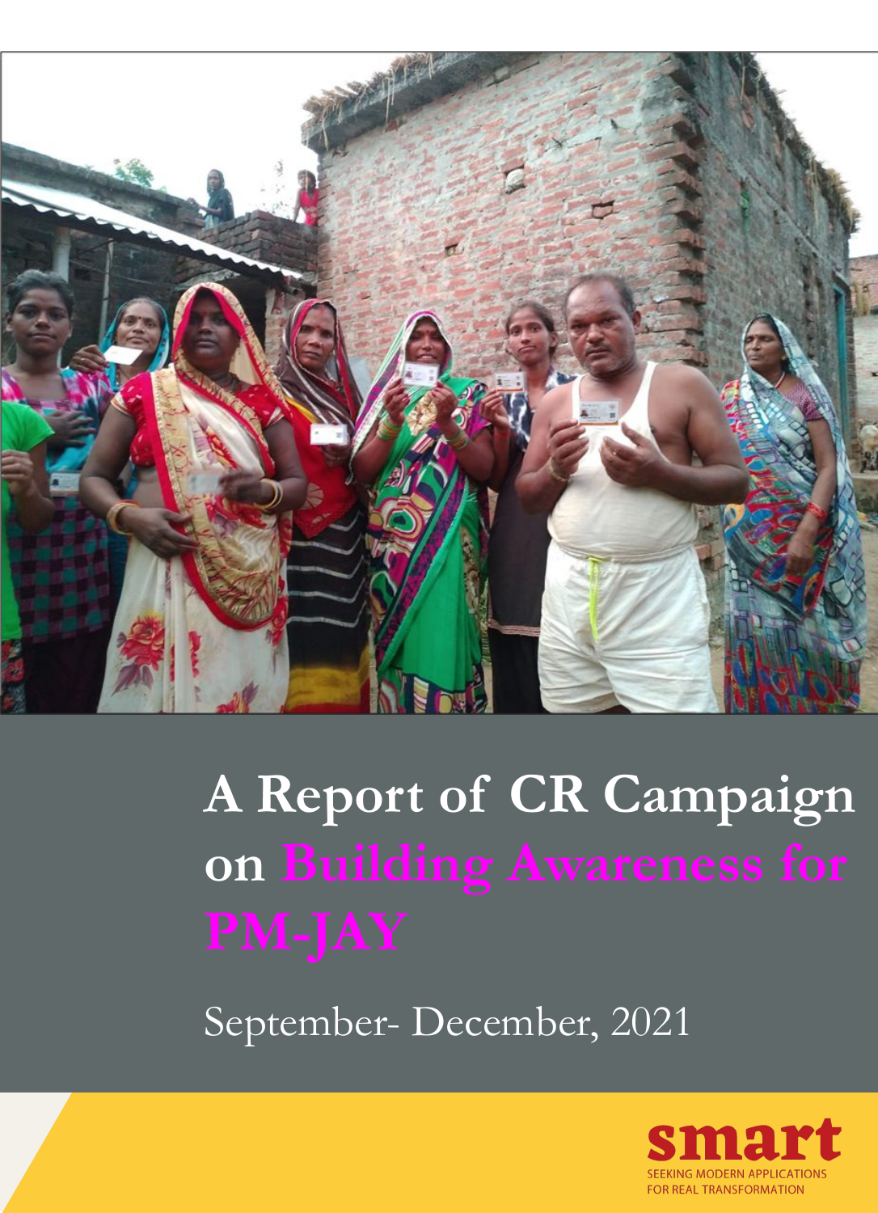# A Report of CR Campaign on Building Awareness for PM-JAY

September- December, 2021

smart

SEEKING MODERN APPLICATIONS FOR REAL TRANSFORMATION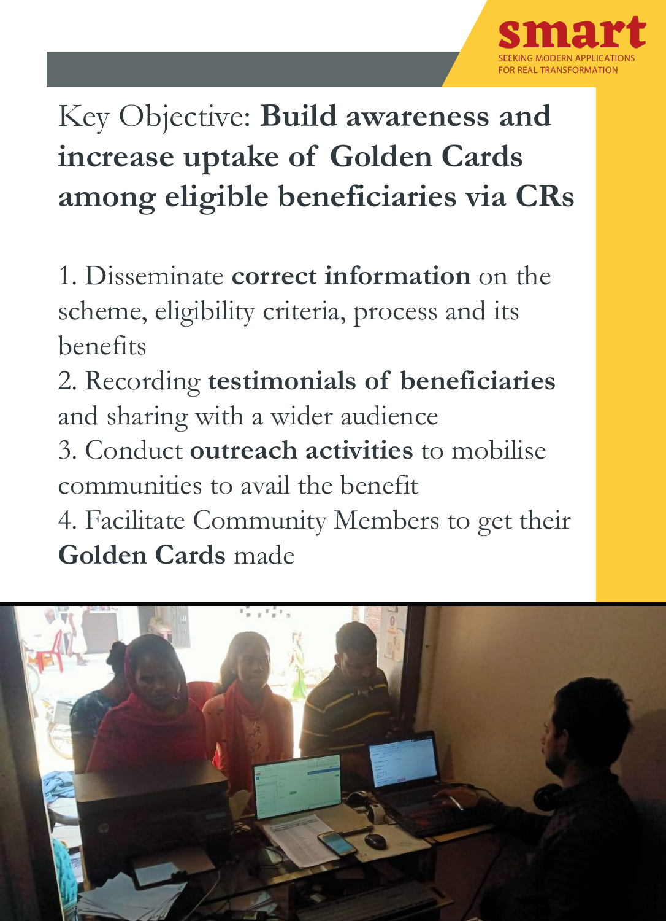Key Objective: **Build awareness and increase uptake of Golden Cards among eligible beneficiaries via CRs**

1. Disseminate **correct information** on the scheme, eligibility criteria, process and its benefits
2. Recording **testimonials of beneficiaries** and sharing with a wider audience
3. Conduct **outreach activities** to mobilise communities to avail the benefit
4. Facilitate Community Members to get their **Golden Cards** made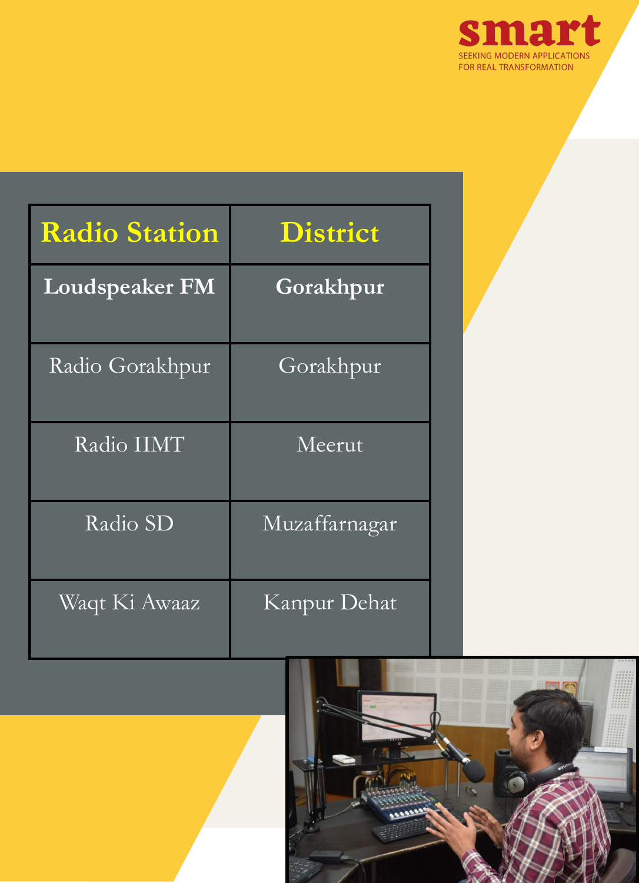| Radio Station | District |
| --- | --- |
| **Loudspeaker FM** | **Gorakhpur** |
| Radio Gorakhpur | Gorakhpur |
| Radio IIMT | Meerut |
| Radio SD | Muzaffarnagar |
| Waqt Ki Awaaz | Kanpur Dehat |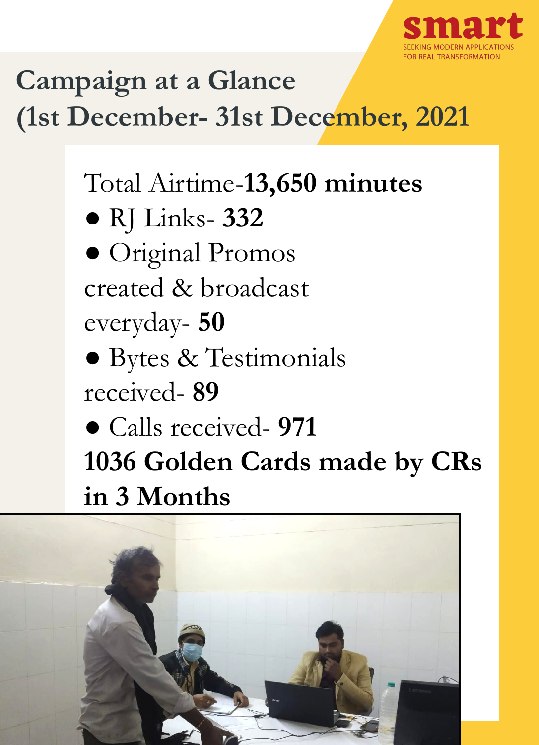smart

SEEKING MODERN APPLICATIONS FOR REAL TRANSFORMATION

# Campaign at a Glance (1st December- 31st December, 2021

Total Airtime-**13,650 minutes**

- RJ Links- **332**
- Original Promos created & broadcast everyday- **50**
- Bytes & Testimonials received- **89**
- Calls received- **971**

**1036 Golden Cards made by CRs in 3 Months**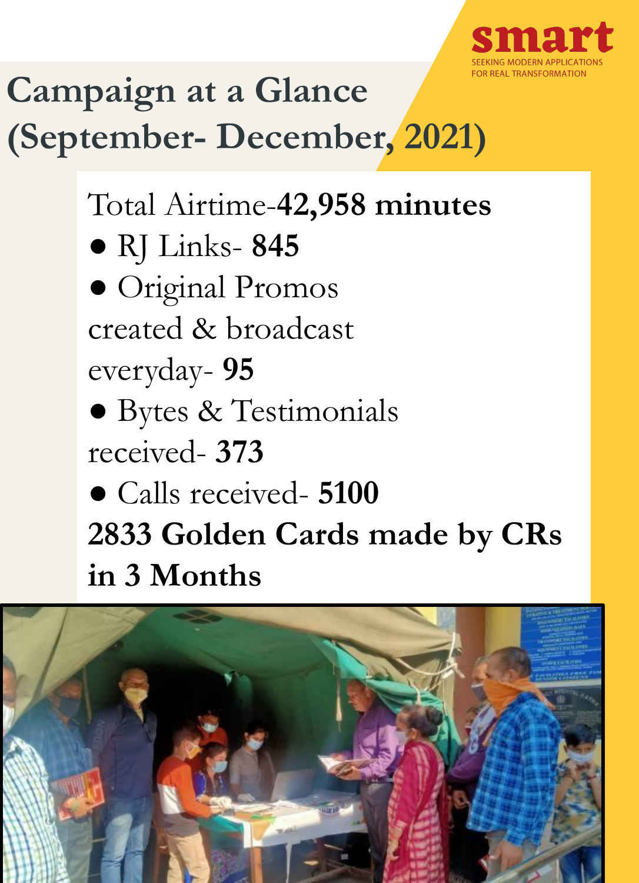smart

SEEKING MODERN APPLICATIONS FOR REAL TRANSFORMATION

# Campaign at a Glance (September- December, 2021)

Total Airtime-**42,958 minutes**

- RJ Links- **845**
- Original Promos created & broadcast everyday- **95**
- Bytes & Testimonials received- **373**
- Calls received- **5100**

**2833 Golden Cards made by CRs in 3 Months**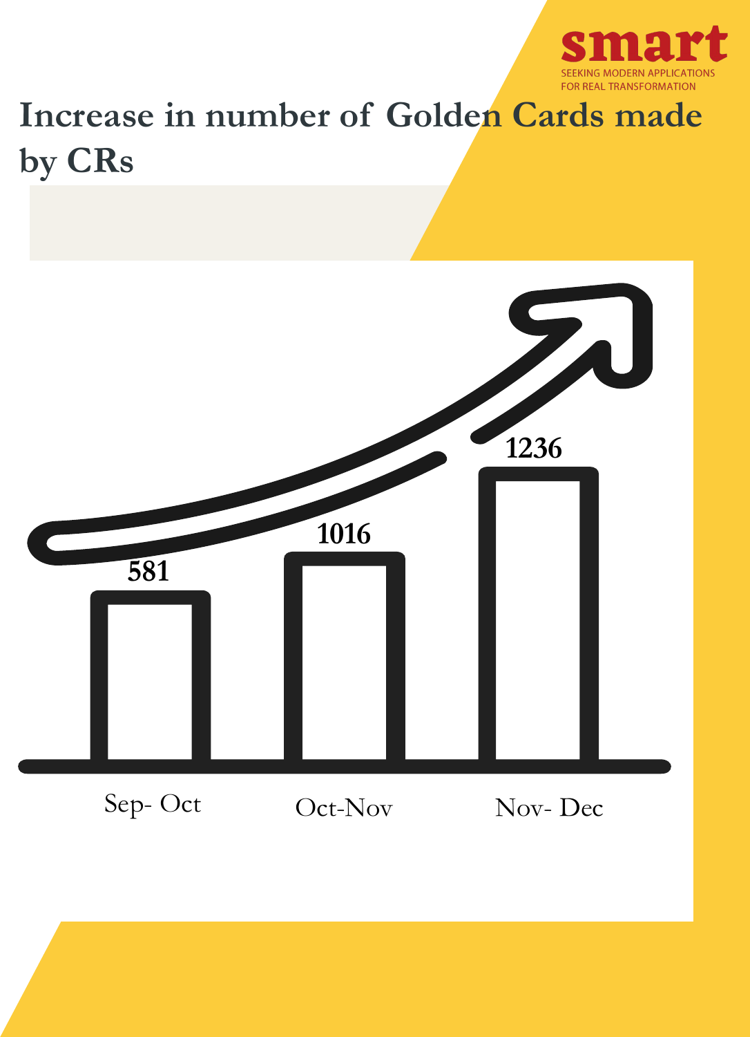# Increase in number of Golden Cards made by CRs

| Period | Golden Cards made |
| --- | --- |
| Sep- Oct | 581 |
| Oct-Nov | 1016 |
| Nov- Dec | 1236 |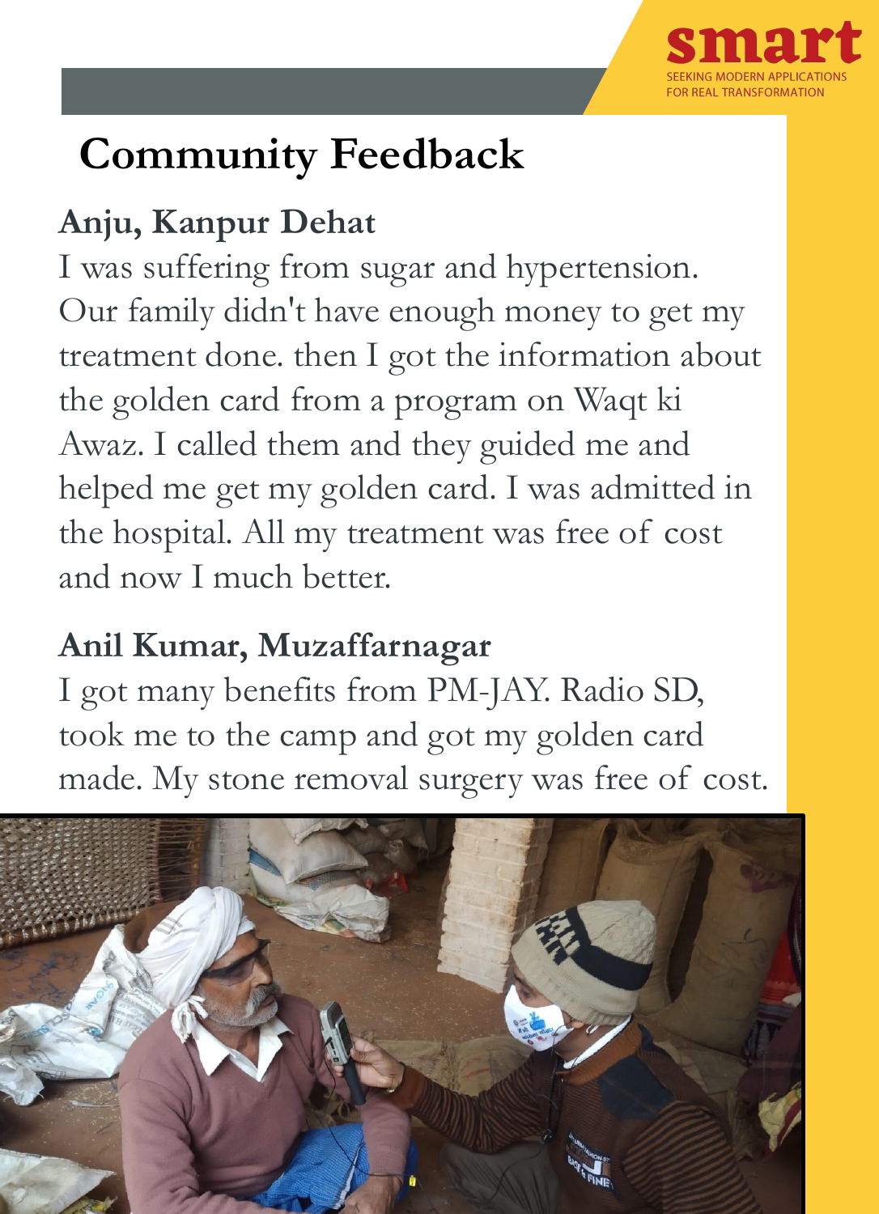# Community Feedback

**Anju, Kanpur Dehat**

I was suffering from sugar and hypertension. Our family didn't have enough money to get my treatment done. then I got the information about the golden card from a program on Waqt ki Awaz. I called them and they guided me and helped me get my golden card. I was admitted in the hospital. All my treatment was free of cost and now I much better.

**Anil Kumar, Muzaffarnagar**

I got many benefits from PM-JAY. Radio SD, took me to the camp and got my golden card made. My stone removal surgery was free of cost.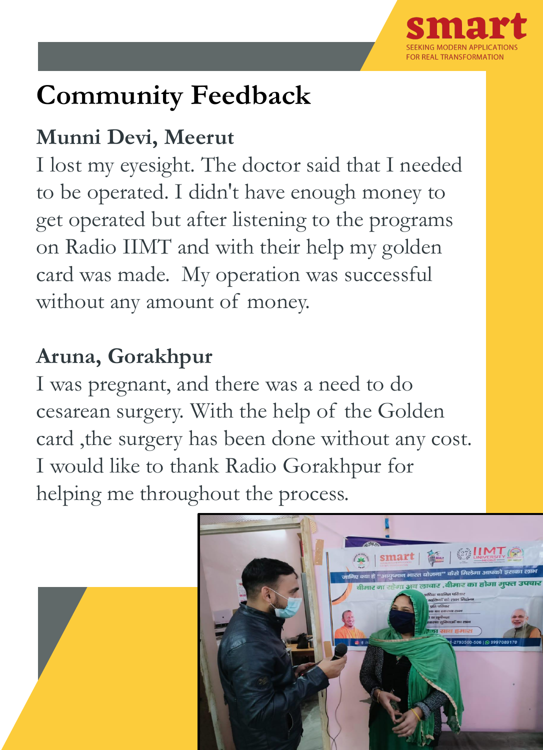# Community Feedback

### Munni Devi, Meerut

I lost my eyesight. The doctor said that I needed to be operated. I didn't have enough money to get operated but after listening to the programs on Radio IIMT and with their help my golden card was made. My operation was successful without any amount of money.

### Aruna, Gorakhpur

I was pregnant, and there was a need to do cesarean surgery. With the help of the Golden card ,the surgery has been done without any cost. I would like to thank Radio Gorakhpur for helping me throughout the process.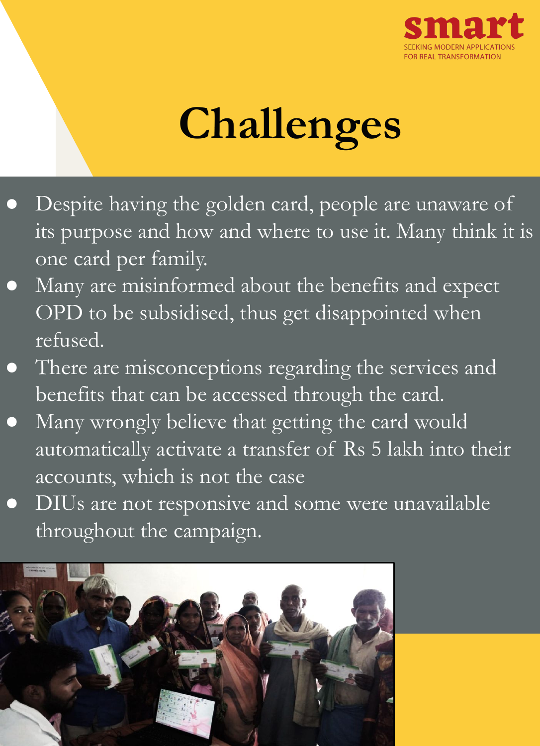smart

SEEKING MODERN APPLICATIONS FOR REAL TRANSFORMATION

# Challenges

- Despite having the golden card, people are unaware of its purpose and how and where to use it. Many think it is one card per family.
- Many are misinformed about the benefits and expect OPD to be subsidised, thus get disappointed when refused.
- There are misconceptions regarding the services and benefits that can be accessed through the card.
- Many wrongly believe that getting the card would automatically activate a transfer of Rs 5 lakh into their accounts, which is not the case
- DIUs are not responsive and some were unavailable throughout the campaign.